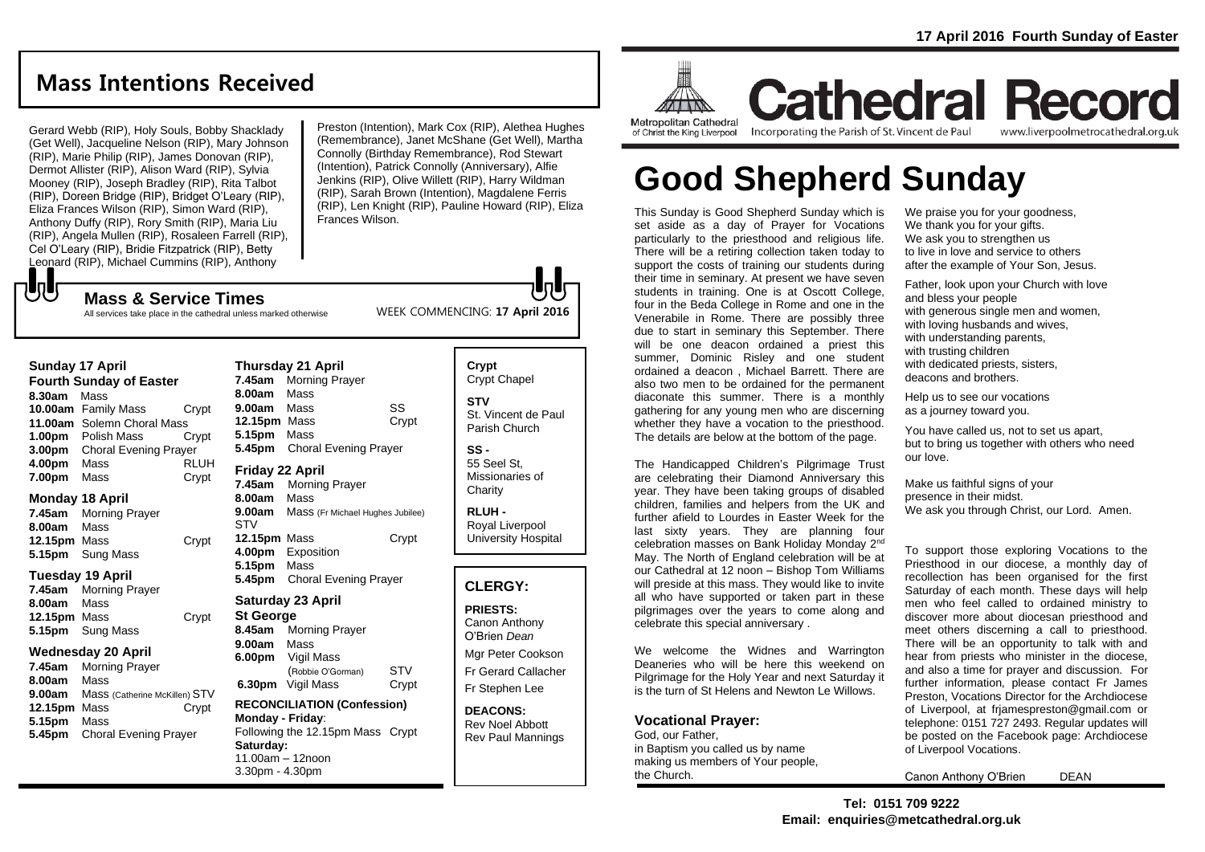17 April 2016 Fourth Sunday of Easter

# Mass Intentions Received

Gerard Webb (RIP), Holy Souls, Bobby Shacklady (Get Well), Jacqueline Nelson (RIP), Mary Johnson (RIP), Marie Philip (RIP), James Donovan (RIP), Dermot Allister (RIP), Alison Ward (RIP), Sylvia Mooney (RIP), Joseph Bradley (RIP), Rita Talbot (RIP), Doreen Bridge (RIP), Bridget O'Leary (RIP), Eliza Frances Wilson (RIP), Simon Ward (RIP), Anthony Duffy (RIP), Rory Smith (RIP), Maria Liu (RIP), Angela Mullen (RIP), Rosaleen Farrell (RIP), Cel O'Leary (RIP), Bridie Fitzpatrick (RIP), Betty Leonard (RIP), Michael Cummins (RIP), Anthony Preston (Intention), Mark Cox (RIP), Alethea Hughes (Remembrance), Janet McShane (Get Well), Martha Connolly (Birthday Remembrance), Rod Stewart (Intention), Patrick Connolly (Anniversary), Alfie Jenkins (RIP), Olive Willett (RIP), Harry Wildman (RIP), Sarah Brown (Intention), Magdalene Ferris (RIP), Len Knight (RIP), Pauline Howard (RIP), Eliza Frances Wilson.

## Mass & Service Times

All services take place in the cathedral unless marked otherwise

WEEK COMMENCING: **17 April 2016**

### Sunday 17 April
**Fourth Sunday of Easter**

- **8.30am** Mass
- **10.00am** Family Mass — Crypt
- **11.00am** Solemn Choral Mass
- **1.00pm** Polish Mass — Crypt
- **3.00pm** Choral Evening Prayer
- **4.00pm** Mass — RLUH
- **7.00pm** Mass — Crypt

### Monday 18 April

- **7.45am** Morning Prayer
- **8.00am** Mass
- **12.15pm** Mass — Crypt
- **5.15pm** Sung Mass

### Tuesday 19 April

- **7.45am** Morning Prayer
- **8.00am** Mass
- **12.15pm** Mass — Crypt
- **5.15pm** Sung Mass

### Wednesday 20 April

- **7.45am** Morning Prayer
- **8.00am** Mass
- **9.00am** Mass (Catherine McKillen) — STV
- **12.15pm** Mass — Crypt
- **5.15pm** Mass
- **5.45pm** Choral Evening Prayer

### Thursday 21 April

- **7.45am** Morning Prayer
- **8.00am** Mass
- **9.00am** Mass — SS
- **12.15pm** Mass — Crypt
- **5.15pm** Mass
- **5.45pm** Choral Evening Prayer

### Friday 22 April

- **7.45am** Morning Prayer
- **8.00am** Mass
- **9.00am** Mass (Fr Michael Hughes Jubilee) — STV
- **12.15pm** Mass — Crypt
- **4.00pm** Exposition
- **5.15pm** Mass
- **5.45pm** Choral Evening Prayer

### Saturday 23 April
**St George**

- **8.45am** Morning Prayer
- **9.00am** Mass
- **6.00pm** Vigil Mass (Robbie O'Gorman) — STV
- **6.30pm** Vigil Mass — Crypt

**RECONCILIATION (Confession)**
**Monday - Friday**:
Following the 12.15pm Mass Crypt
**Saturday:**
11.00am – 12noon
3.30pm - 4.30pm

**Crypt**
Crypt Chapel

**STV**
St. Vincent de Paul Parish Church

**SS -**
55 Seel St, Missionaries of Charity

**RLUH -**
Royal Liverpool University Hospital

## CLERGY:

**PRIESTS:**
Canon Anthony O'Brien *Dean*
Mgr Peter Cookson
Fr Gerard Callacher
Fr Stephen Lee

**DEACONS:**
Rev Noel Abbott
Rev Paul Mannings

Metropolitan Cathedral of Christ the King Liverpool

# Cathedral Record

Incorporating the Parish of St. Vincent de Paul — www.liverpoolmetrocathedral.org.uk

# Good Shepherd Sunday

This Sunday is Good Shepherd Sunday which is set aside as a day of Prayer for Vocations particularly to the priesthood and religious life. There will be a retiring collection taken today to support the costs of training our students during their time in seminary. At present we have seven students in training. One is at Oscott College, four in the Beda College in Rome and one in the Venerabile in Rome. There are possibly three due to start in seminary this September. There will be one deacon ordained a priest this summer, Dominic Risley and one student ordained a deacon , Michael Barrett. There are also two men to be ordained for the permanent diaconate this summer. There is a monthly gathering for any young men who are discerning whether they have a vocation to the priesthood. The details are below at the bottom of the page.

The Handicapped Children's Pilgrimage Trust are celebrating their Diamond Anniversary this year. They have been taking groups of disabled children, families and helpers from the UK and further afield to Lourdes in Easter Week for the last sixty years. They are planning four celebration masses on Bank Holiday Monday 2nd May. The North of England celebration will be at our Cathedral at 12 noon – Bishop Tom Williams will preside at this mass. They would like to invite all who have supported or taken part in these pilgrimages over the years to come along and celebrate this special anniversary .

We welcome the Widnes and Warrington Deaneries who will be here this weekend on Pilgrimage for the Holy Year and next Saturday it is the turn of St Helens and Newton Le Willows.

### Vocational Prayer:

God, our Father,
in Baptism you called us by name
making us members of Your people,
the Church.
We praise you for your goodness,
We thank you for your gifts.
We ask you to strengthen us
to live in love and service to others
after the example of Your Son, Jesus.

Father, look upon your Church with love
and bless your people
with generous single men and women,
with loving husbands and wives,
with understanding parents,
with trusting children
with dedicated priests, sisters,
deacons and brothers.

Help us to see our vocations
as a journey toward you.

You have called us, not to set us apart,
but to bring us together with others who need our love.

Make us faithful signs of your
presence in their midst.
We ask you through Christ, our Lord. Amen.

To support those exploring Vocations to the Priesthood in our diocese, a monthly day of recollection has been organised for the first Saturday of each month. These days will help men who feel called to ordained ministry to discover more about diocesan priesthood and meet others discerning a call to priesthood. There will be an opportunity to talk with and hear from priests who minister in the diocese, and also a time for prayer and discussion. For further information, please contact Fr James Preston, Vocations Director for the Archdiocese of Liverpool, at frjamespreston@gmail.com or telephone: 0151 727 2493. Regular updates will be posted on the Facebook page: Archdiocese of Liverpool Vocations.

Canon Anthony O'Brien DEAN

**Tel: 0151 709 9222**
**Email: enquiries@metcathedral.org.uk**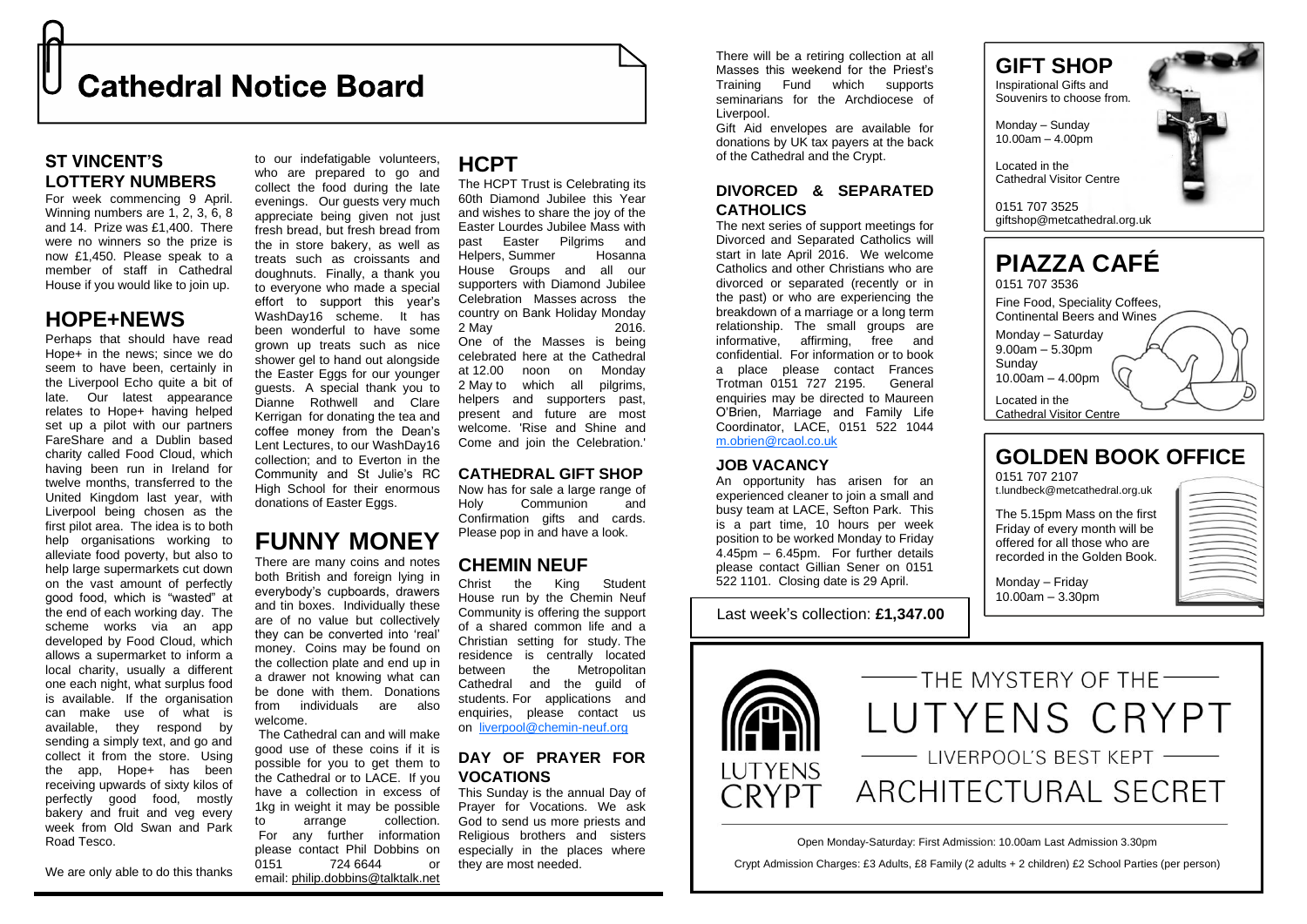// Cathedral Notice Board

# Cathedral Notice Board

## ST VINCENT'S LOTTERY NUMBERS

For week commencing 9 April. Winning numbers are 1, 2, 3, 6, 8 and 14. Prize was £1,400. There were no winners so the prize is now £1,450. Please speak to a member of staff in Cathedral House if you would like to join up.

## HOPE+NEWS

Perhaps that should have read Hope+ in the news; since we do seem to have been, certainly in the Liverpool Echo quite a bit of late. Our latest appearance relates to Hope+ having helped set up a pilot with our partners FareShare and a Dublin based charity called Food Cloud, which having been run in Ireland for twelve months, transferred to the United Kingdom last year, with Liverpool being chosen as the first pilot area. The idea is to both help organisations working to alleviate food poverty, but also to help large supermarkets cut down on the vast amount of perfectly good food, which is "wasted" at the end of each working day. The scheme works via an app developed by Food Cloud, which allows a supermarket to inform a local charity, usually a different one each night, what surplus food is available. If the organisation can make use of what is available, they respond by sending a simply text, and go and collect it from the store. Using the app, Hope+ has been receiving upwards of sixty kilos of perfectly good food, mostly bakery and fruit and veg every week from Old Swan and Park Road Tesco.

We are only able to do this thanks to our indefatigable volunteers, who are prepared to go and collect the food during the late evenings. Our guests very much appreciate being given not just fresh bread, but fresh bread from the in store bakery, as well as treats such as croissants and doughnuts. Finally, a thank you to everyone who made a special effort to support this year's WashDay16 scheme. It has been wonderful to have some grown up treats such as nice shower gel to hand out alongside the Easter Eggs for our younger guests. A special thank you to Dianne Rothwell and Clare Kerrigan for donating the tea and coffee money from the Dean's Lent Lectures, to our WashDay16 collection; and to Everton in the Community and St Julie's RC High School for their enormous donations of Easter Eggs.

## FUNNY MONEY

There are many coins and notes both British and foreign lying in everybody's cupboards, drawers and tin boxes. Individually these are of no value but collectively they can be converted into 'real' money. Coins may be found on the collection plate and end up in a drawer not knowing what can be done with them. Donations from individuals are also welcome.

The Cathedral can and will make good use of these coins if it is possible for you to get them to the Cathedral or to LACE. If you have a collection in excess of 1kg in weight it may be possible to arrange collection. For any further information please contact Phil Dobbins on 0151 724 6644 or email: philip.dobbins@talktalk.net

## HCPT

The HCPT Trust is Celebrating its 60th Diamond Jubilee this Year and wishes to share the joy of the Easter Lourdes Jubilee Mass with past Easter Pilgrims and Helpers, Summer Hosanna House Groups and all our supporters with Diamond Jubilee Celebration Masses across the country on Bank Holiday Monday 2 May 2016.

One of the Masses is being celebrated here at the Cathedral at 12.00 noon on Monday 2 May to which all pilgrims, helpers and supporters past, present and future are most welcome. 'Rise and Shine and Come and join the Celebration.'

### CATHEDRAL GIFT SHOP

Now has for sale a large range of Holy Communion and Confirmation gifts and cards. Please pop in and have a look.

## CHEMIN NEUF

Christ the King Student House run by the Chemin Neuf Community is offering the support of a shared common life and a Christian setting for study. The residence is centrally located between the Metropolitan Cathedral and the guild of students. For applications and enquiries, please contact us on liverpool@chemin-neuf.org

### DAY OF PRAYER FOR VOCATIONS

This Sunday is the annual Day of Prayer for Vocations. We ask God to send us more priests and Religious brothers and sisters especially in the places where they are most needed.

There will be a retiring collection at all Masses this weekend for the Priest's Training Fund which supports seminarians for the Archdiocese of Liverpool.

Gift Aid envelopes are available for donations by UK tax payers at the back of the Cathedral and the Crypt.

### DIVORCED & SEPARATED CATHOLICS

The next series of support meetings for Divorced and Separated Catholics will start in late April 2016. We welcome Catholics and other Christians who are divorced or separated (recently or in the past) or who are experiencing the breakdown of a marriage or a long term relationship. The small groups are informative, affirming, free and confidential. For information or to book a place please contact Frances Trotman 0151 727 2195. General enquiries may be directed to Maureen O'Brien, Marriage and Family Life Coordinator, LACE, 0151 522 1044 m.obrien@rcaol.co.uk

### JOB VACANCY

An opportunity has arisen for an experienced cleaner to join a small and busy team at LACE, Sefton Park. This is a part time, 10 hours per week position to be worked Monday to Friday 4.45pm – 6.45pm. For further details please contact Gillian Sener on 0151 522 1101. Closing date is 29 April.

Last week's collection: **£1,347.00**

## GIFT SHOP

Inspirational Gifts and Souvenirs to choose from.

Monday – Sunday
10.00am – 4.00pm

Located in the Cathedral Visitor Centre

0151 707 3525
giftshop@metcathedral.org.uk

## PIAZZA CAFÉ

0151 707 3536

Fine Food, Speciality Coffees, Continental Beers and Wines

Monday – Saturday
9.00am – 5.30pm
Sunday
10.00am – 4.00pm

Located in the Cathedral Visitor Centre

## GOLDEN BOOK OFFICE

0151 707 2107
t.lundbeck@metcathedral.org.uk

The 5.15pm Mass on the first Friday of every month will be offered for all those who are recorded in the Golden Book.

Monday – Friday
10.00am – 3.30pm

LUTYENS CRYPT

THE MYSTERY OF THE
LUTYENS CRYPT
LIVERPOOL'S BEST KEPT
ARCHITECTURAL SECRET

Open Monday-Saturday: First Admission: 10.00am Last Admission 3.30pm

Crypt Admission Charges: £3 Adults, £8 Family (2 adults + 2 children) £2 School Parties (per person)